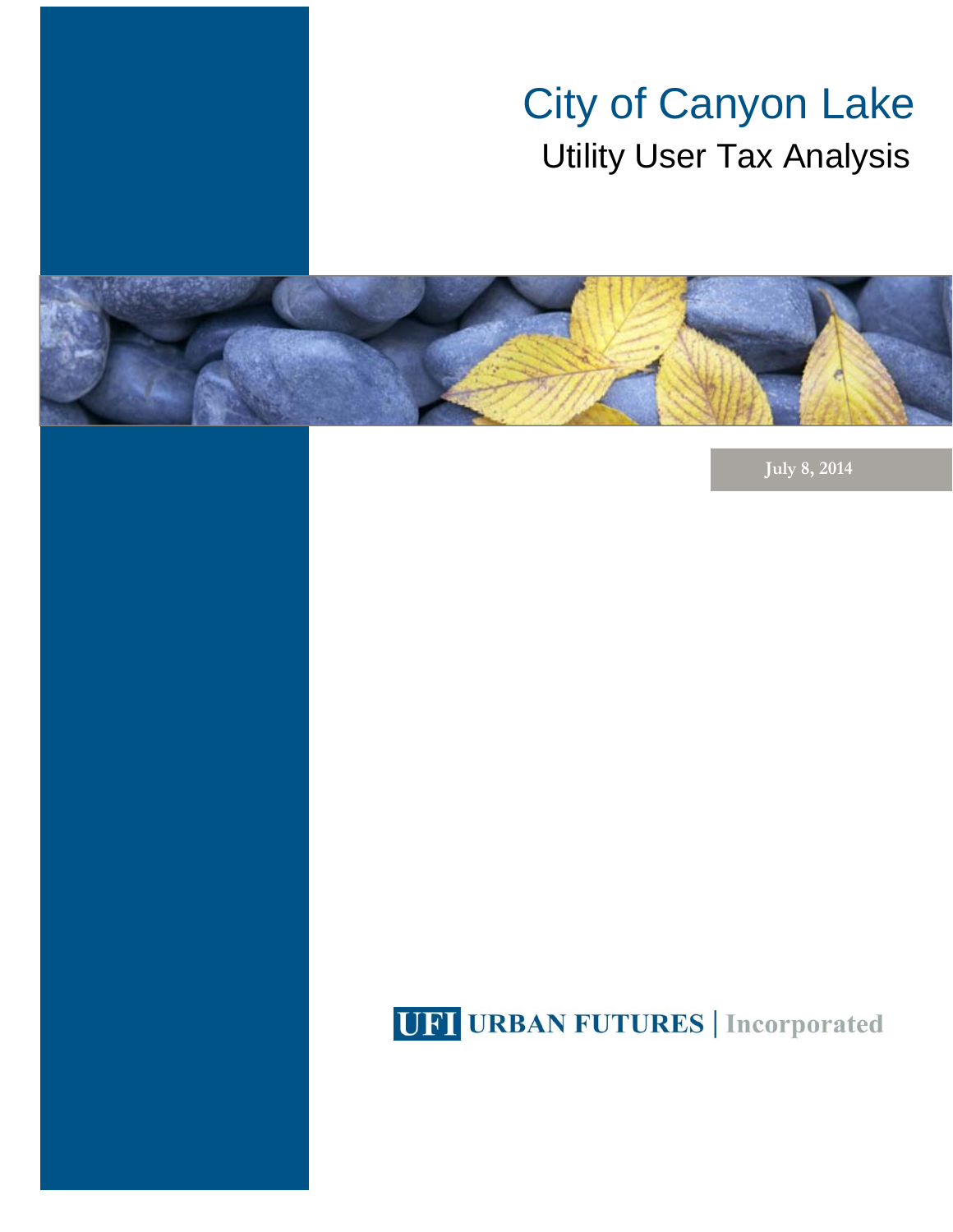# City of Canyon Lake

## Utility User Tax Analysis

July 8, 2014

UFI URBAN FUTURES | Incorporated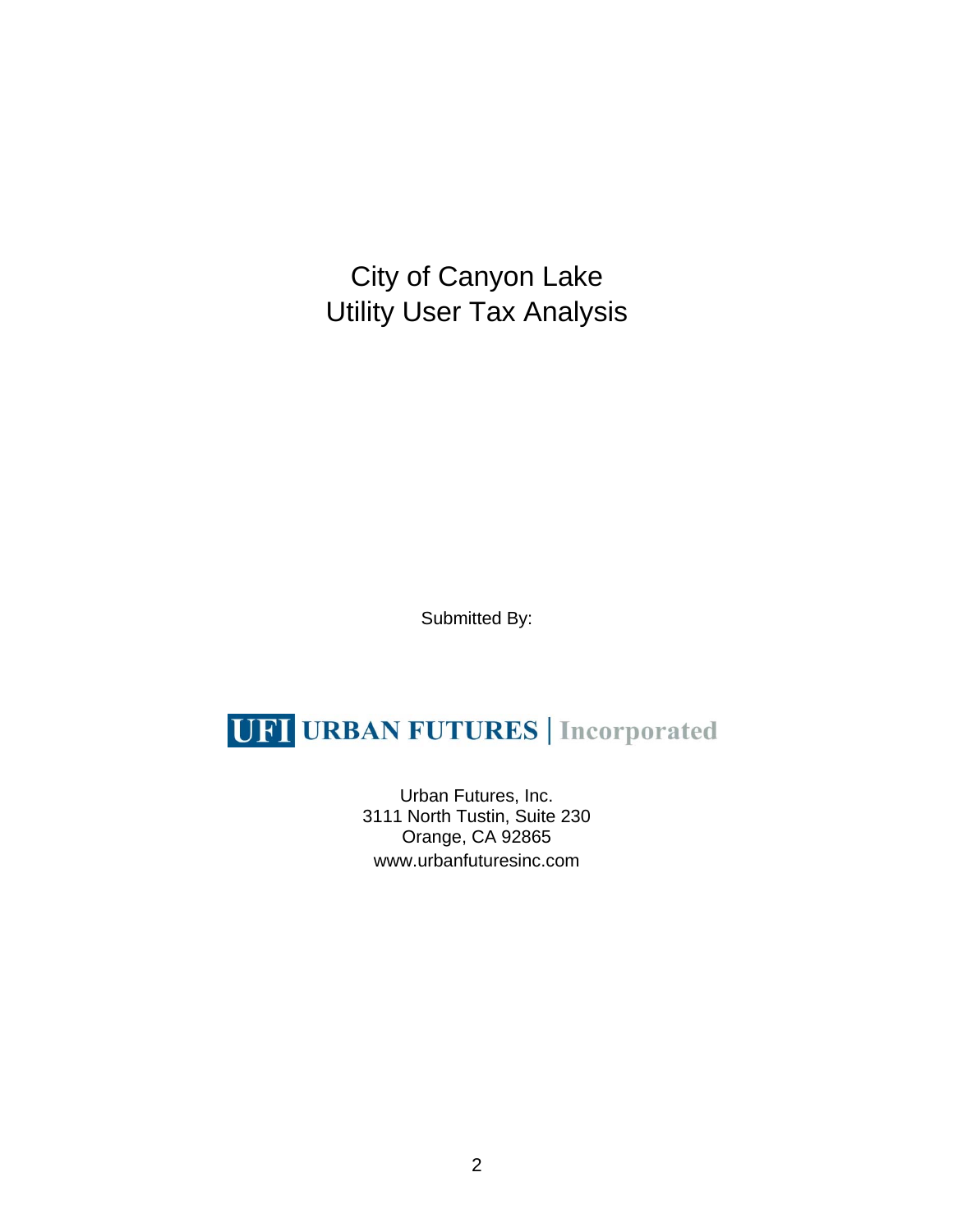# City of Canyon Lake
# Utility User Tax Analysis

Submitted By:

**UFI URBAN FUTURES | Incorporated**

Urban Futures, Inc.
3111 North Tustin, Suite 230
Orange, CA 92865
www.urbanfuturesinc.com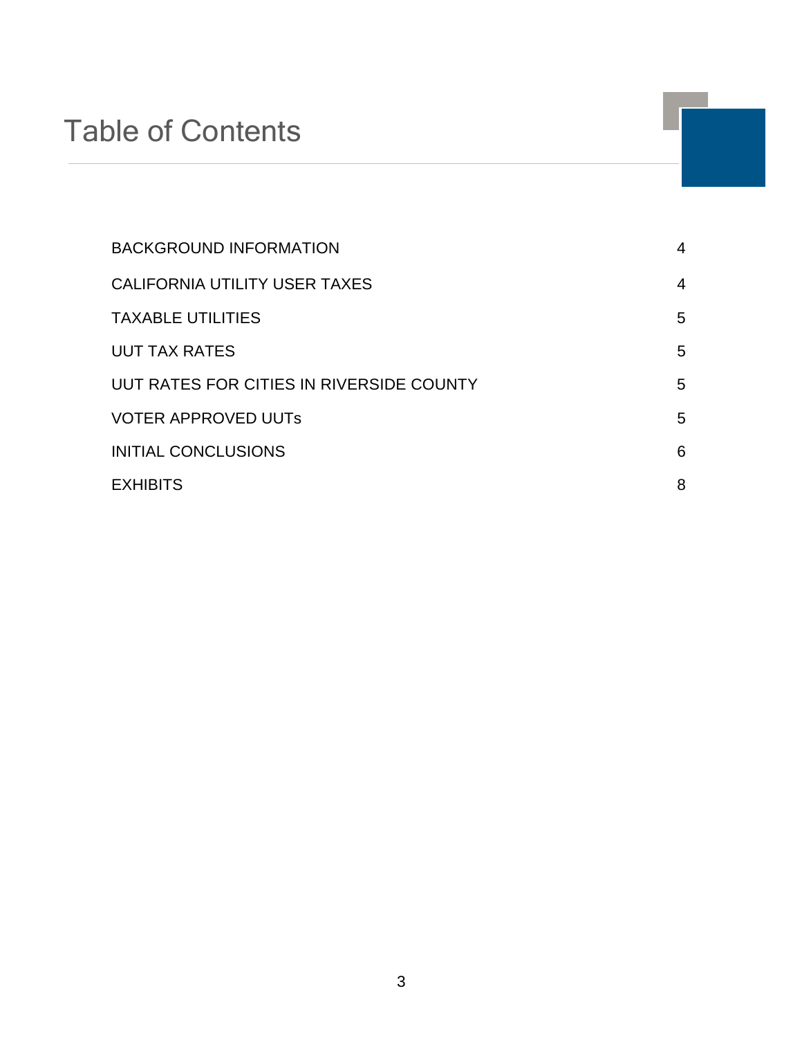# Table of Contents

| | |
|---|---|
| BACKGROUND INFORMATION | 4 |
| CALIFORNIA UTILITY USER TAXES | 4 |
| TAXABLE UTILITIES | 5 |
| UUT TAX RATES | 5 |
| UUT RATES FOR CITIES IN RIVERSIDE COUNTY | 5 |
| VOTER APPROVED UUTs | 5 |
| INITIAL CONCLUSIONS | 6 |
| EXHIBITS | 8 |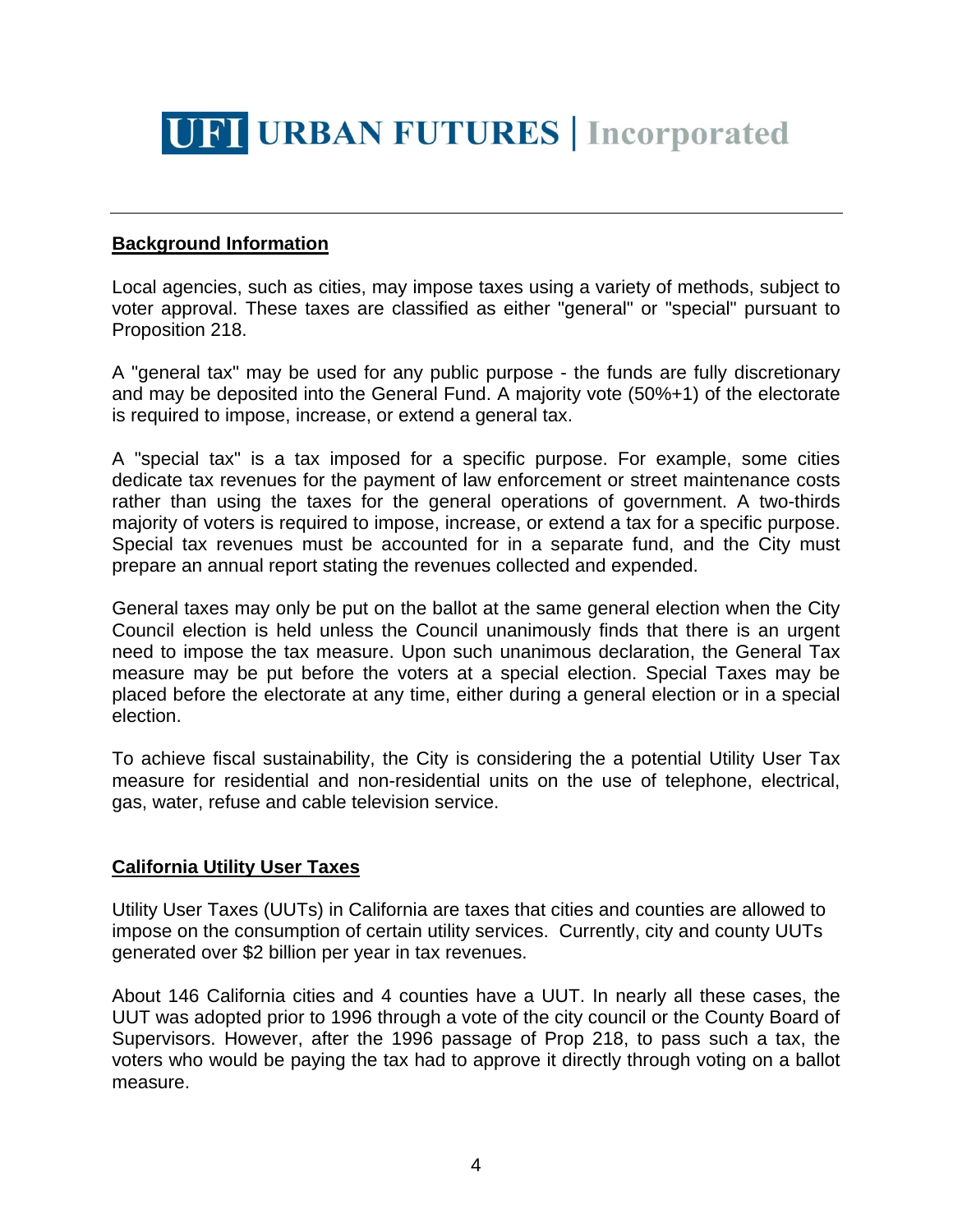## Background Information

Local agencies, such as cities, may impose taxes using a variety of methods, subject to voter approval. These taxes are classified as either "general" or "special" pursuant to Proposition 218.

A "general tax" may be used for any public purpose - the funds are fully discretionary and may be deposited into the General Fund. A majority vote (50%+1) of the electorate is required to impose, increase, or extend a general tax.

A "special tax" is a tax imposed for a specific purpose. For example, some cities dedicate tax revenues for the payment of law enforcement or street maintenance costs rather than using the taxes for the general operations of government. A two-thirds majority of voters is required to impose, increase, or extend a tax for a specific purpose. Special tax revenues must be accounted for in a separate fund, and the City must prepare an annual report stating the revenues collected and expended.

General taxes may only be put on the ballot at the same general election when the City Council election is held unless the Council unanimously finds that there is an urgent need to impose the tax measure. Upon such unanimous declaration, the General Tax measure may be put before the voters at a special election. Special Taxes may be placed before the electorate at any time, either during a general election or in a special election.

To achieve fiscal sustainability, the City is considering the a potential Utility User Tax measure for residential and non-residential units on the use of telephone, electrical, gas, water, refuse and cable television service.

## California Utility User Taxes

Utility User Taxes (UUTs) in California are taxes that cities and counties are allowed to impose on the consumption of certain utility services. Currently, city and county UUTs generated over $2 billion per year in tax revenues.

About 146 California cities and 4 counties have a UUT. In nearly all these cases, the UUT was adopted prior to 1996 through a vote of the city council or the County Board of Supervisors. However, after the 1996 passage of Prop 218, to pass such a tax, the voters who would be paying the tax had to approve it directly through voting on a ballot measure.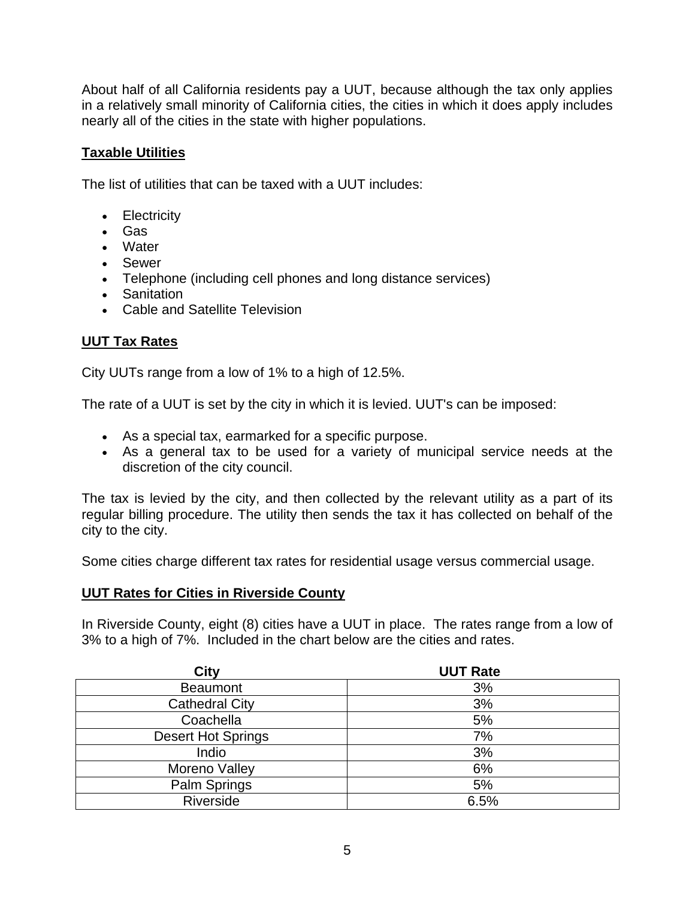About half of all California residents pay a UUT, because although the tax only applies in a relatively small minority of California cities, the cities in which it does apply includes nearly all of the cities in the state with higher populations.

## Taxable Utilities

The list of utilities that can be taxed with a UUT includes:

- Electricity
- Gas
- Water
- Sewer
- Telephone (including cell phones and long distance services)
- Sanitation
- Cable and Satellite Television

## UUT Tax Rates

City UUTs range from a low of 1% to a high of 12.5%.

The rate of a UUT is set by the city in which it is levied. UUT's can be imposed:

- As a special tax, earmarked for a specific purpose.
- As a general tax to be used for a variety of municipal service needs at the discretion of the city council.

The tax is levied by the city, and then collected by the relevant utility as a part of its regular billing procedure. The utility then sends the tax it has collected on behalf of the city to the city.

Some cities charge different tax rates for residential usage versus commercial usage.

## UUT Rates for Cities in Riverside County

In Riverside County, eight (8) cities have a UUT in place. The rates range from a low of 3% to a high of 7%. Included in the chart below are the cities and rates.

| City | UUT Rate |
|---|---|
| Beaumont | 3% |
| Cathedral City | 3% |
| Coachella | 5% |
| Desert Hot Springs | 7% |
| Indio | 3% |
| Moreno Valley | 6% |
| Palm Springs | 5% |
| Riverside | 6.5% |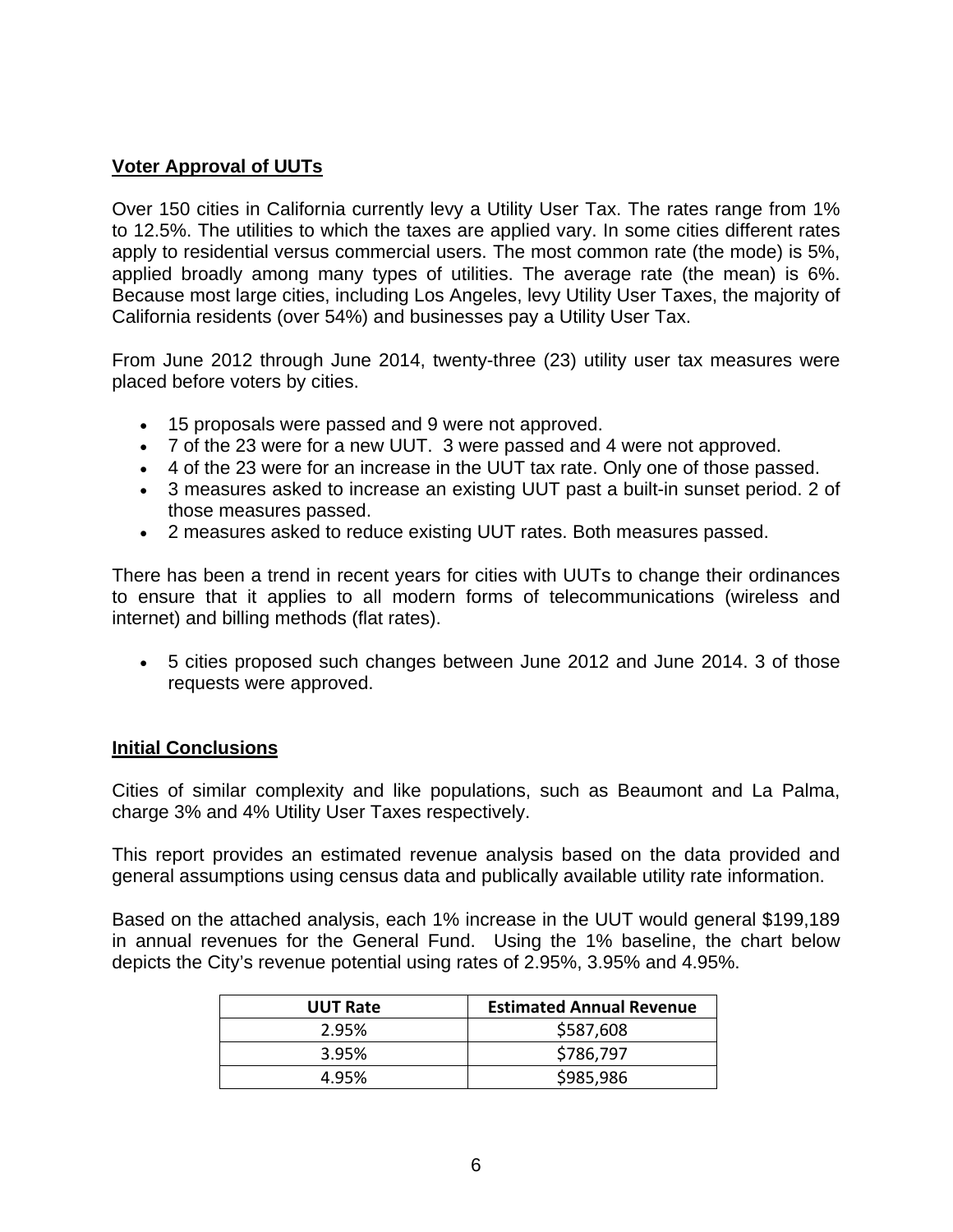## Voter Approval of UUTs

Over 150 cities in California currently levy a Utility User Tax. The rates range from 1% to 12.5%. The utilities to which the taxes are applied vary. In some cities different rates apply to residential versus commercial users. The most common rate (the mode) is 5%, applied broadly among many types of utilities. The average rate (the mean) is 6%. Because most large cities, including Los Angeles, levy Utility User Taxes, the majority of California residents (over 54%) and businesses pay a Utility User Tax.

From June 2012 through June 2014, twenty-three (23) utility user tax measures were placed before voters by cities.

- 15 proposals were passed and 9 were not approved.
- 7 of the 23 were for a new UUT. 3 were passed and 4 were not approved.
- 4 of the 23 were for an increase in the UUT tax rate. Only one of those passed.
- 3 measures asked to increase an existing UUT past a built-in sunset period. 2 of those measures passed.
- 2 measures asked to reduce existing UUT rates. Both measures passed.

There has been a trend in recent years for cities with UUTs to change their ordinances to ensure that it applies to all modern forms of telecommunications (wireless and internet) and billing methods (flat rates).

- 5 cities proposed such changes between June 2012 and June 2014. 3 of those requests were approved.

## Initial Conclusions

Cities of similar complexity and like populations, such as Beaumont and La Palma, charge 3% and 4% Utility User Taxes respectively.

This report provides an estimated revenue analysis based on the data provided and general assumptions using census data and publically available utility rate information.

Based on the attached analysis, each 1% increase in the UUT would general $199,189 in annual revenues for the General Fund. Using the 1% baseline, the chart below depicts the City's revenue potential using rates of 2.95%, 3.95% and 4.95%.

| UUT Rate | Estimated Annual Revenue |
|---|---|
| 2.95% | $587,608 |
| 3.95% | $786,797 |
| 4.95% | $985,986 |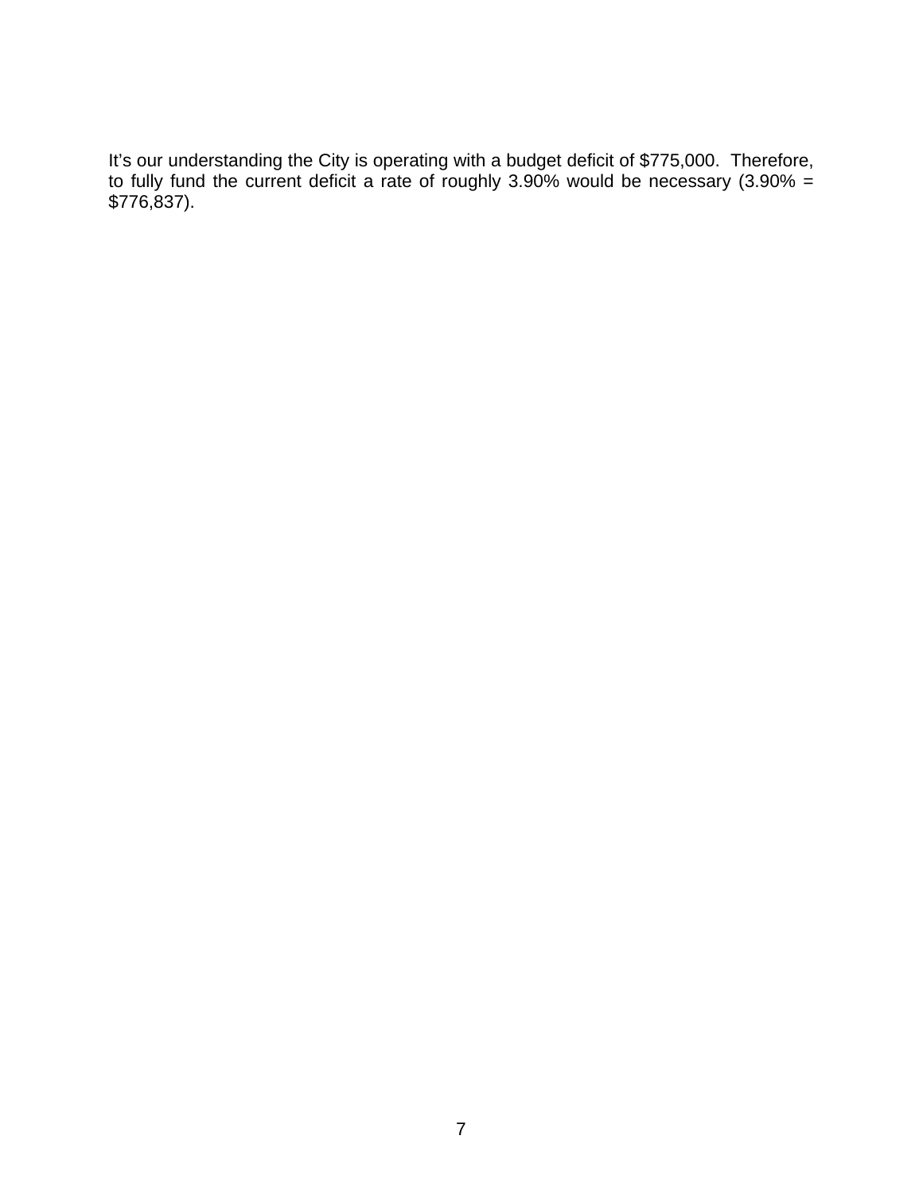It’s our understanding the City is operating with a budget deficit of $775,000. Therefore, to fully fund the current deficit a rate of roughly 3.90% would be necessary (3.90% = $776,837).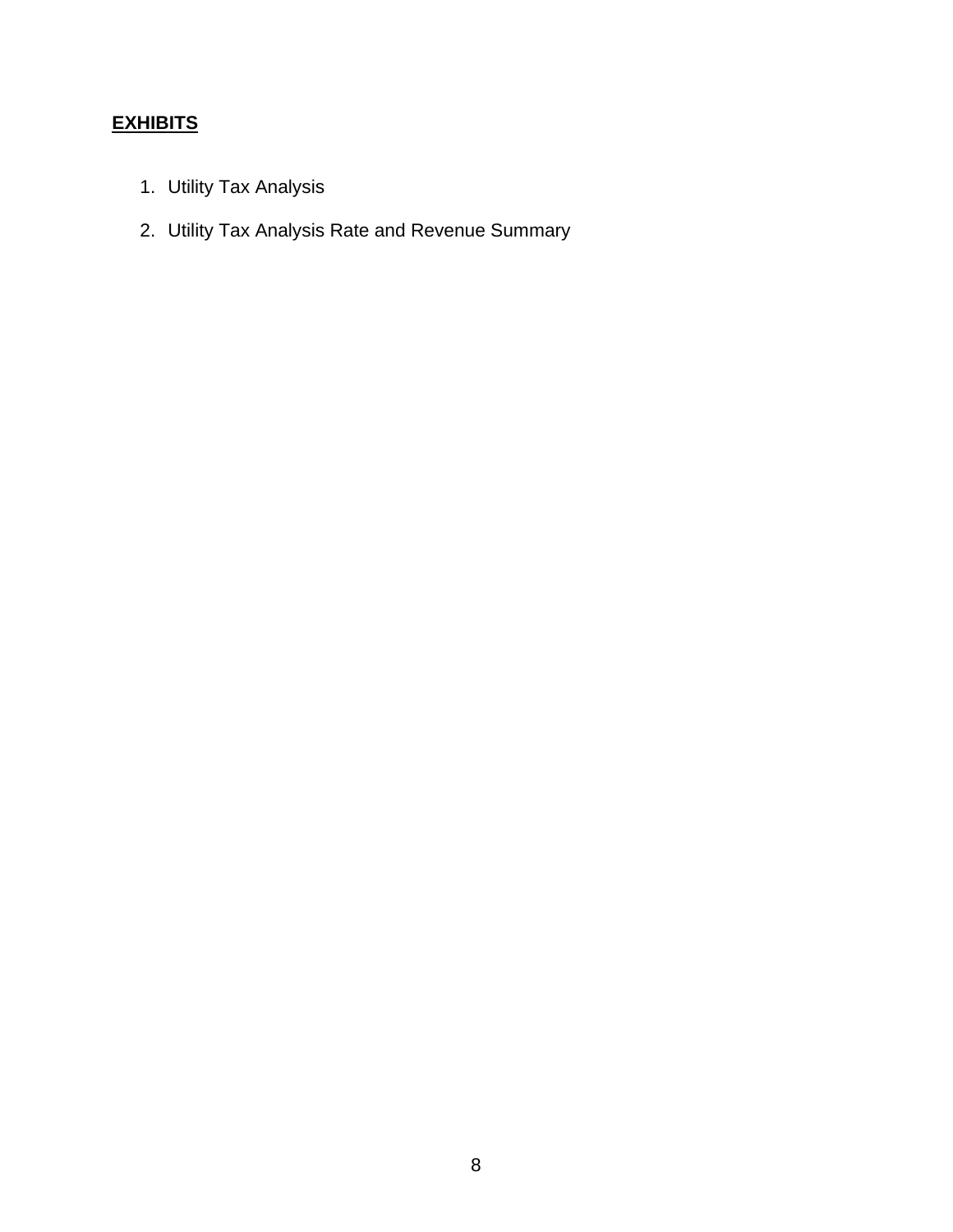**EXHIBITS**

1. Utility Tax Analysis
2. Utility Tax Analysis Rate and Revenue Summary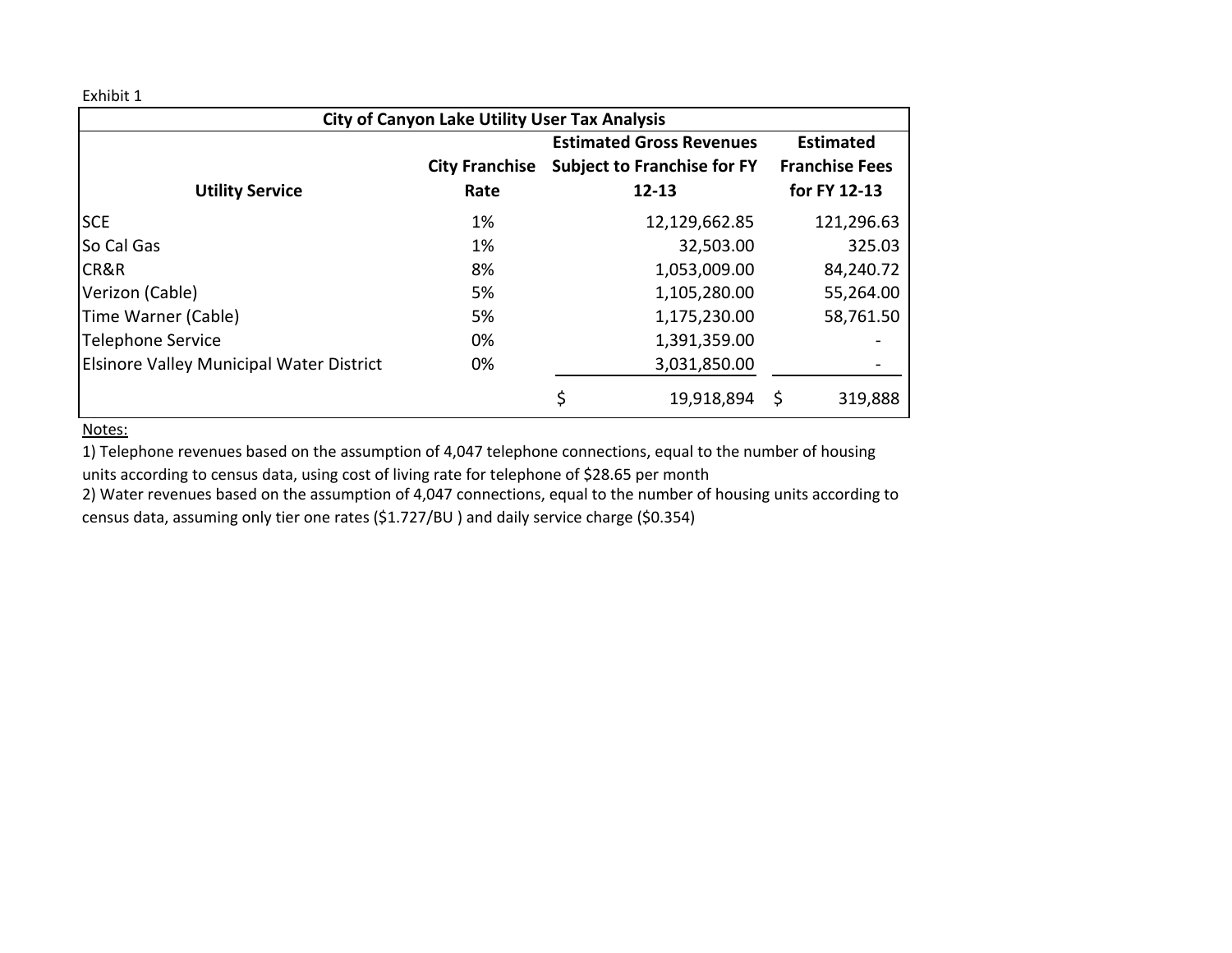Exhibit 1

| City of Canyon Lake Utility User Tax Analysis | | | |
|---|---|---|---|
| **Utility Service** | **City Franchise Rate** | **Estimated Gross Revenues Subject to Franchise for FY 12-13** | **Estimated Franchise Fees for FY 12-13** |
| SCE | 1% | 12,129,662.85 | 121,296.63 |
| So Cal Gas | 1% | 32,503.00 | 325.03 |
| CR&R | 8% | 1,053,009.00 | 84,240.72 |
| Verizon (Cable) | 5% | 1,105,280.00 | 55,264.00 |
| Time Warner (Cable) | 5% | 1,175,230.00 | 58,761.50 |
| Telephone Service | 0% | 1,391,359.00 | - |
| Elsinore Valley Municipal Water District | 0% | 3,031,850.00 | - |
| | | $ 19,918,894 | $ 319,888 |

Notes:

1) Telephone revenues based on the assumption of 4,047 telephone connections, equal to the number of housing units according to census data, using cost of living rate for telephone of $28.65 per month

2) Water revenues based on the assumption of 4,047 connections, equal to the number of housing units according to census data, assuming only tier one rates ($1.727/BU ) and daily service charge ($0.354)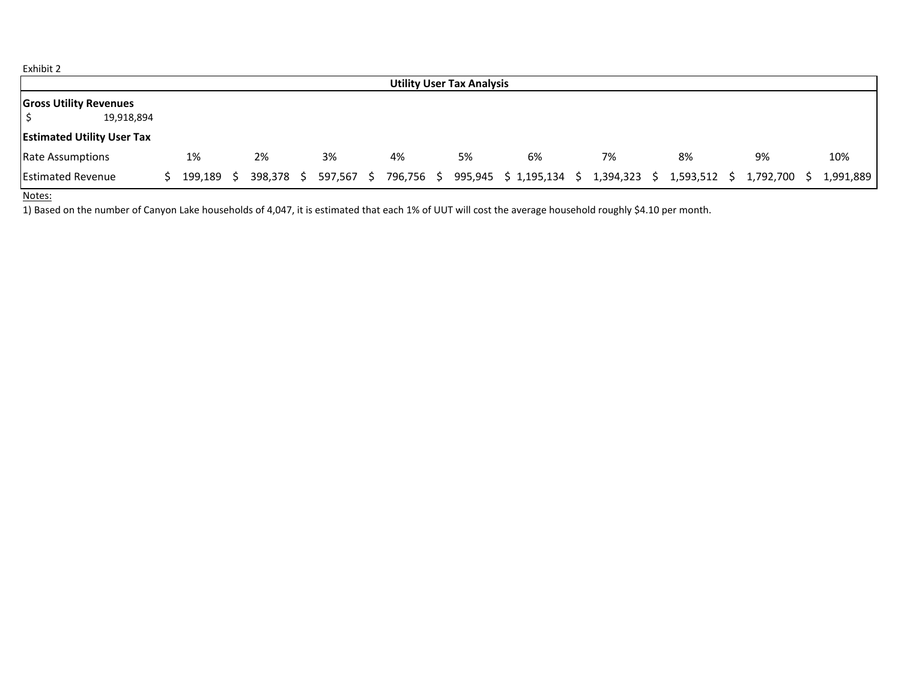Exhibit 2

## Utility User Tax Analysis

**Gross Utility Revenues**

$ 19,918,894

**Estimated Utility User Tax**

| | | | | | | | | | | |
|---|---|---|---|---|---|---|---|---|---|---|
| Rate Assumptions | 1% | 2% | 3% | 4% | 5% | 6% | 7% | 8% | 9% | 10% |
| Estimated Revenue | $ 199,189 | $ 398,378 | $ 597,567 | $ 796,756 | $ 995,945 | $ 1,195,134 | $ 1,394,323 | $ 1,593,512 | $ 1,792,700 | $ 1,991,889 |

Notes:

1) Based on the number of Canyon Lake households of 4,047, it is estimated that each 1% of UUT will cost the average household roughly $4.10 per month.